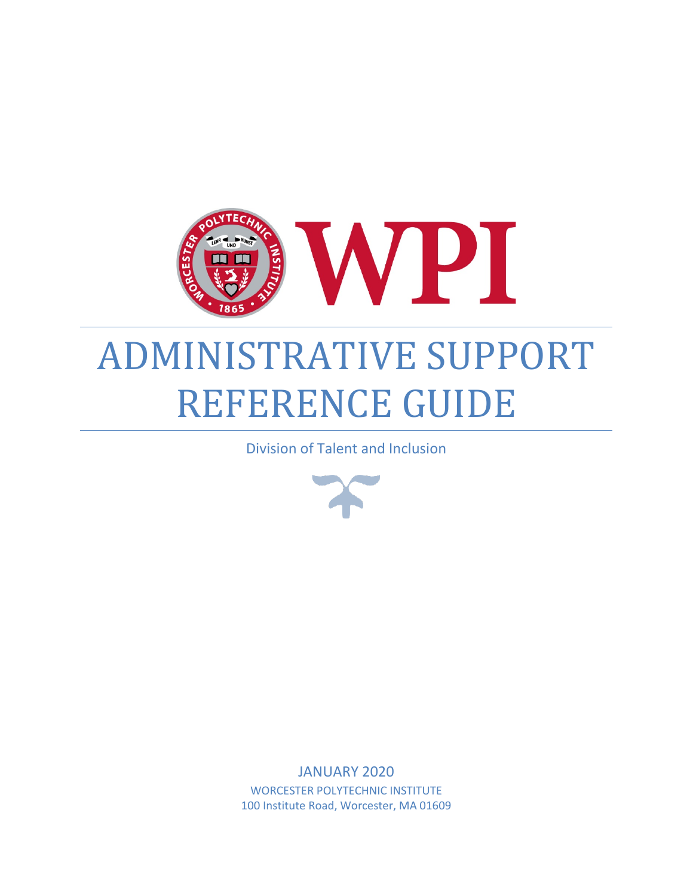# ADMINISTRATIVE SUPPORT REFERENCE GUIDE

Division of Talent and Inclusion

JANUARY 2020

WORCESTER POLYTECHNIC INSTITUTE

100 Institute Road, Worcester, MA 01609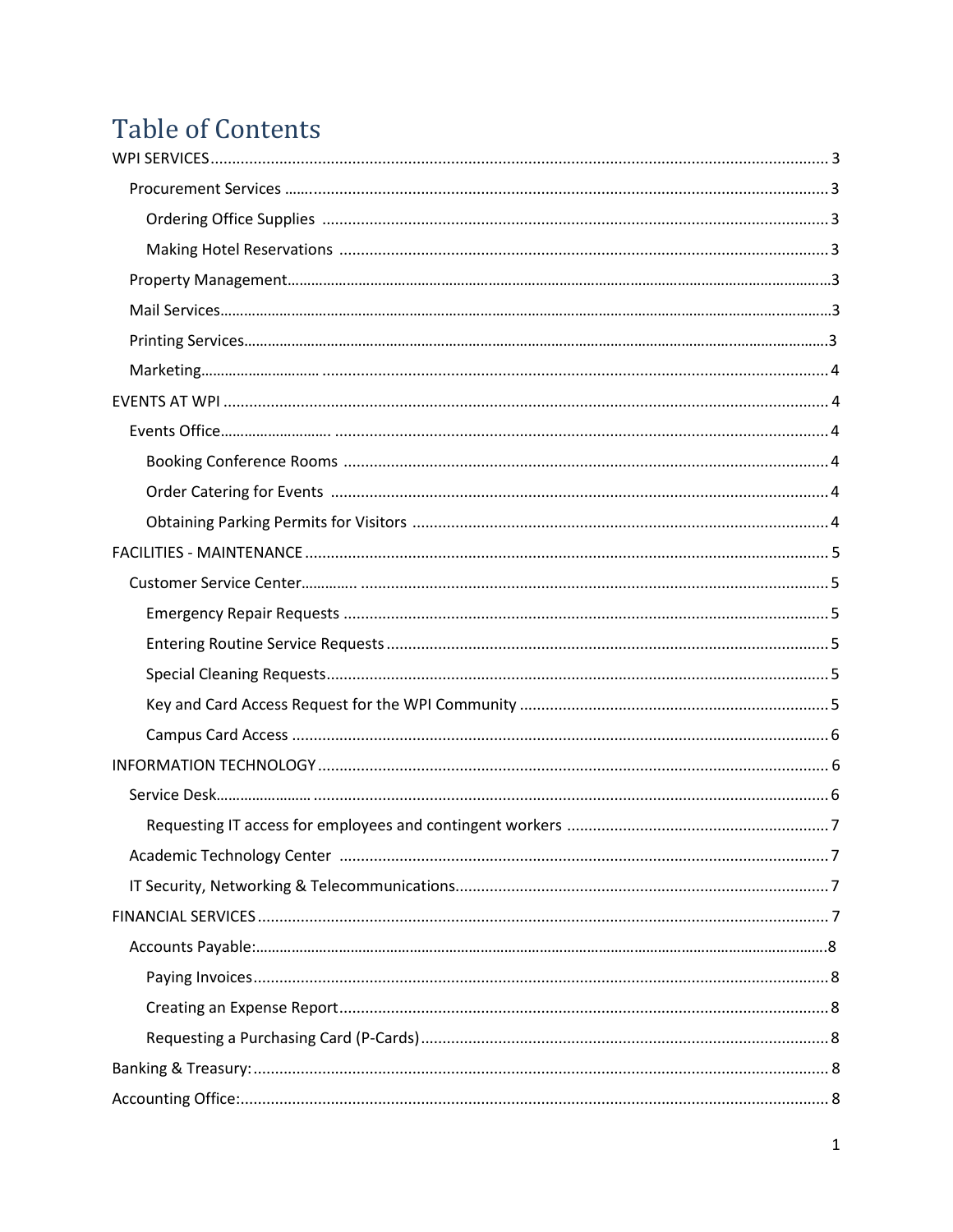# Table of Contents

- WPI SERVICES ... 3
  - Procurement Services ... 3
    - Ordering Office Supplies ... 3
    - Making Hotel Reservations ... 3
  - Property Management ... 3
  - Mail Services ... 3
  - Printing Services ... 3
  - Marketing ... 4
- EVENTS AT WPI ... 4
  - Events Office ... 4
    - Booking Conference Rooms ... 4
    - Order Catering for Events ... 4
    - Obtaining Parking Permits for Visitors ... 4
- FACILITIES - MAINTENANCE ... 5
  - Customer Service Center ... 5
    - Emergency Repair Requests ... 5
    - Entering Routine Service Requests ... 5
    - Special Cleaning Requests ... 5
    - Key and Card Access Request for the WPI Community ... 5
    - Campus Card Access ... 6
- INFORMATION TECHNOLOGY ... 6
  - Service Desk ... 6
    - Requesting IT access for employees and contingent workers ... 7
  - Academic Technology Center ... 7
  - IT Security, Networking & Telecommunications ... 7
- FINANCIAL SERVICES ... 7
  - Accounts Payable: ... 8
    - Paying Invoices ... 8
    - Creating an Expense Report ... 8
    - Requesting a Purchasing Card (P-Cards) ... 8
- Banking & Treasury: ... 8
- Accounting Office: ... 8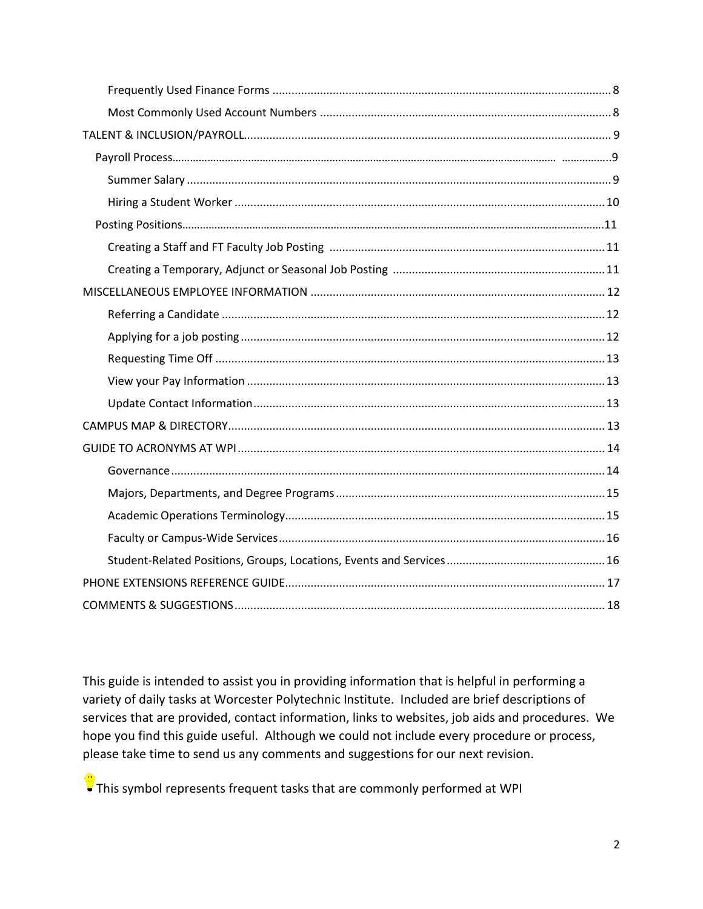- Frequently Used Finance Forms ........ 8
- Most Commonly Used Account Numbers ........ 8

TALENT & INCLUSION/PAYROLL ........ 9

- Payroll Process ........ 9
  - Summer Salary ........ 9
  - Hiring a Student Worker ........ 10
- Posting Positions ........ 11
  - Creating a Staff and FT Faculty Job Posting ........ 11
  - Creating a Temporary, Adjunct or Seasonal Job Posting ........ 11

MISCELLANEOUS EMPLOYEE INFORMATION ........ 12

- Referring a Candidate ........ 12
- Applying for a job posting ........ 12
- Requesting Time Off ........ 13
- View your Pay Information ........ 13
- Update Contact Information ........ 13

CAMPUS MAP & DIRECTORY ........ 13

GUIDE TO ACRONYMS AT WPI ........ 14

- Governance ........ 14
- Majors, Departments, and Degree Programs ........ 15
- Academic Operations Terminology ........ 15
- Faculty or Campus-Wide Services ........ 16
- Student-Related Positions, Groups, Locations, Events and Services ........ 16

PHONE EXTENSIONS REFERENCE GUIDE ........ 17

COMMENTS & SUGGESTIONS ........ 18

This guide is intended to assist you in providing information that is helpful in performing a variety of daily tasks at Worcester Polytechnic Institute. Included are brief descriptions of services that are provided, contact information, links to websites, job aids and procedures. We hope you find this guide useful. Although we could not include every procedure or process, please take time to send us any comments and suggestions for our next revision.

💡 This symbol represents frequent tasks that are commonly performed at WPI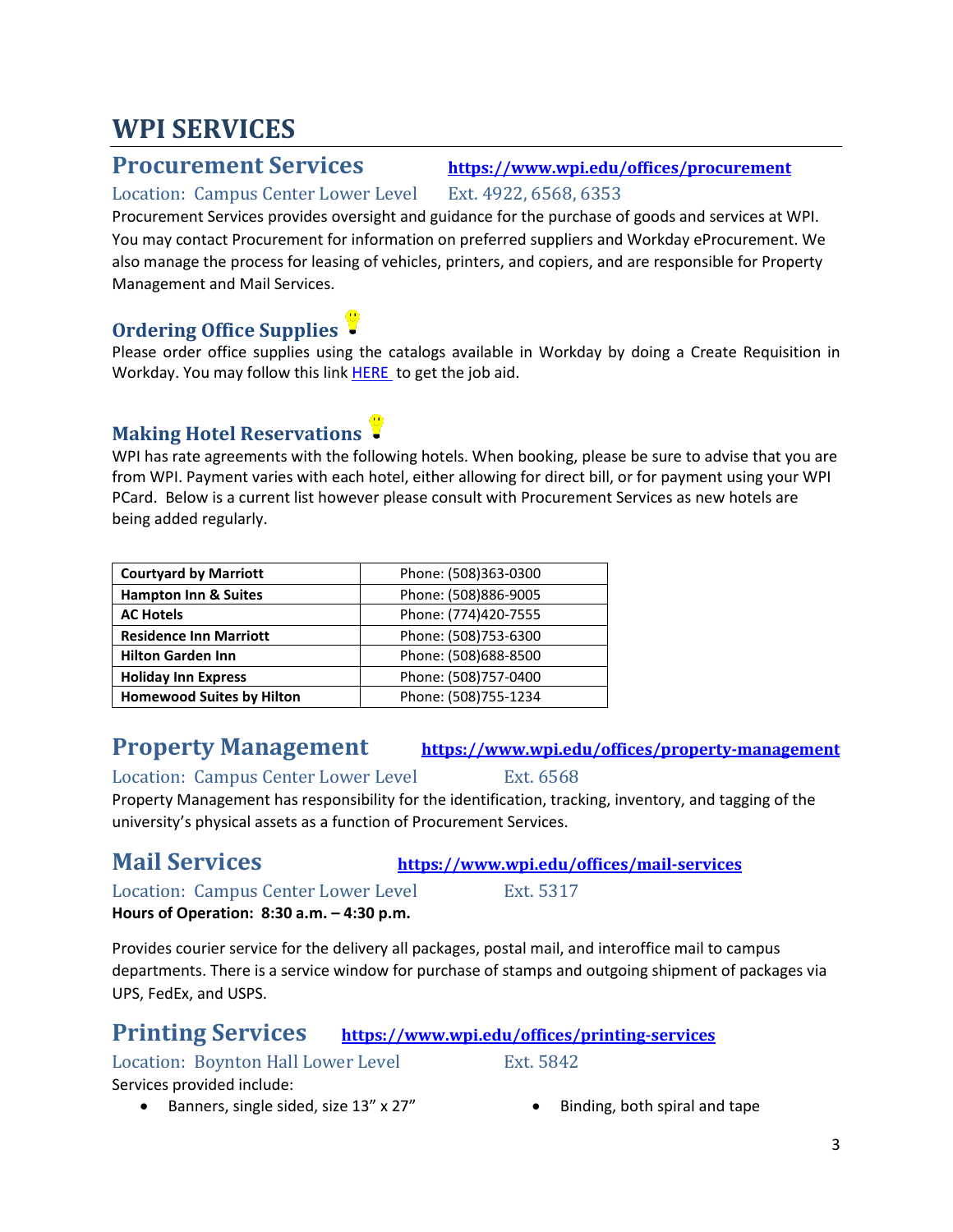# WPI SERVICES

## Procurement Services

https://www.wpi.edu/offices/procurement

Location: Campus Center Lower Level Ext. 4922, 6568, 6353

Procurement Services provides oversight and guidance for the purchase of goods and services at WPI. You may contact Procurement for information on preferred suppliers and Workday eProcurement. We also manage the process for leasing of vehicles, printers, and copiers, and are responsible for Property Management and Mail Services.

### Ordering Office Supplies

Please order office supplies using the catalogs available in Workday by doing a Create Requisition in Workday. You may follow this link HERE to get the job aid.

### Making Hotel Reservations

WPI has rate agreements with the following hotels. When booking, please be sure to advise that you are from WPI. Payment varies with each hotel, either allowing for direct bill, or for payment using your WPI PCard. Below is a current list however please consult with Procurement Services as new hotels are being added regularly.

| Hotel | Phone |
| --- | --- |
| **Courtyard by Marriott** | Phone: (508)363-0300 |
| **Hampton Inn & Suites** | Phone: (508)886-9005 |
| **AC Hotels** | Phone: (774)420-7555 |
| **Residence Inn Marriott** | Phone: (508)753-6300 |
| **Hilton Garden Inn** | Phone: (508)688-8500 |
| **Holiday Inn Express** | Phone: (508)757-0400 |
| **Homewood Suites by Hilton** | Phone: (508)755-1234 |

## Property Management

https://www.wpi.edu/offices/property-management

Location: Campus Center Lower Level Ext. 6568

Property Management has responsibility for the identification, tracking, inventory, and tagging of the university's physical assets as a function of Procurement Services.

## Mail Services

https://www.wpi.edu/offices/mail-services

Location: Campus Center Lower Level Ext. 5317

**Hours of Operation: 8:30 a.m. – 4:30 p.m.**

Provides courier service for the delivery all packages, postal mail, and interoffice mail to campus departments. There is a service window for purchase of stamps and outgoing shipment of packages via UPS, FedEx, and USPS.

## Printing Services

https://www.wpi.edu/offices/printing-services

Location: Boynton Hall Lower Level Ext. 5842

Services provided include:

- Banners, single sided, size 13" x 27"
- Binding, both spiral and tape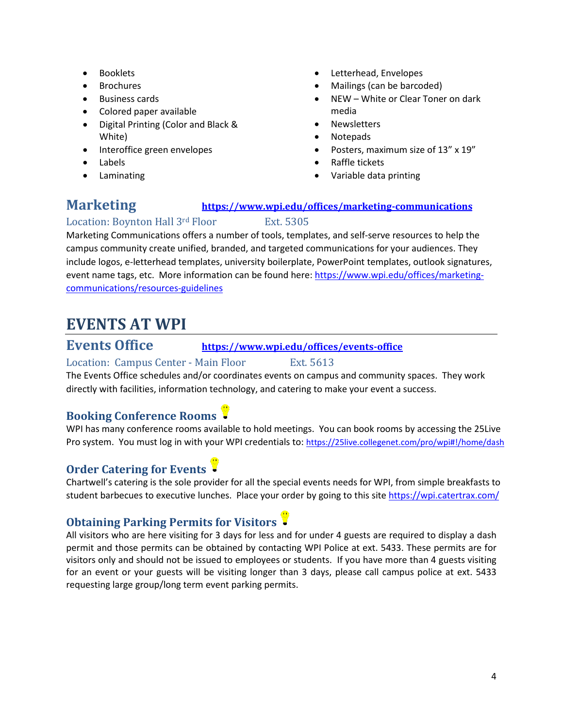- Booklets
- Brochures
- Business cards
- Colored paper available
- Digital Printing (Color and Black & White)
- Interoffice green envelopes
- Labels
- Laminating
- Letterhead, Envelopes
- Mailings (can be barcoded)
- NEW – White or Clear Toner on dark media
- Newsletters
- Notepads
- Posters, maximum size of 13" x 19"
- Raffle tickets
- Variable data printing

## Marketing [https://www.wpi.edu/offices/marketing-communications](https://www.wpi.edu/offices/marketing-communications)

Location: Boynton Hall 3rd Floor Ext. 5305

Marketing Communications offers a number of tools, templates, and self-serve resources to help the campus community create unified, branded, and targeted communications for your audiences. They include logos, e-letterhead templates, university boilerplate, PowerPoint templates, outlook signatures, event name tags, etc. More information can be found here: [https://www.wpi.edu/offices/marketing-communications/resources-guidelines](https://www.wpi.edu/offices/marketing-communications/resources-guidelines)

# EVENTS AT WPI

## Events Office [https://www.wpi.edu/offices/events-office](https://www.wpi.edu/offices/events-office)

Location: Campus Center - Main Floor Ext. 5613

The Events Office schedules and/or coordinates events on campus and community spaces. They work directly with facilities, information technology, and catering to make your event a success.

### Booking Conference Rooms

WPI has many conference rooms available to hold meetings. You can book rooms by accessing the 25Live Pro system. You must log in with your WPI credentials to: [https://25live.collegenet.com/pro/wpi#!/home/dash](https://25live.collegenet.com/pro/wpi#!/home/dash)

### Order Catering for Events

Chartwell's catering is the sole provider for all the special events needs for WPI, from simple breakfasts to student barbecues to executive lunches. Place your order by going to this site [https://wpi.catertrax.com/](https://wpi.catertrax.com/)

### Obtaining Parking Permits for Visitors

All visitors who are here visiting for 3 days for less and for under 4 guests are required to display a dash permit and those permits can be obtained by contacting WPI Police at ext. 5433. These permits are for visitors only and should not be issued to employees or students. If you have more than 4 guests visiting for an event or your guests will be visiting longer than 3 days, please call campus police at ext. 5433 requesting large group/long term event parking permits.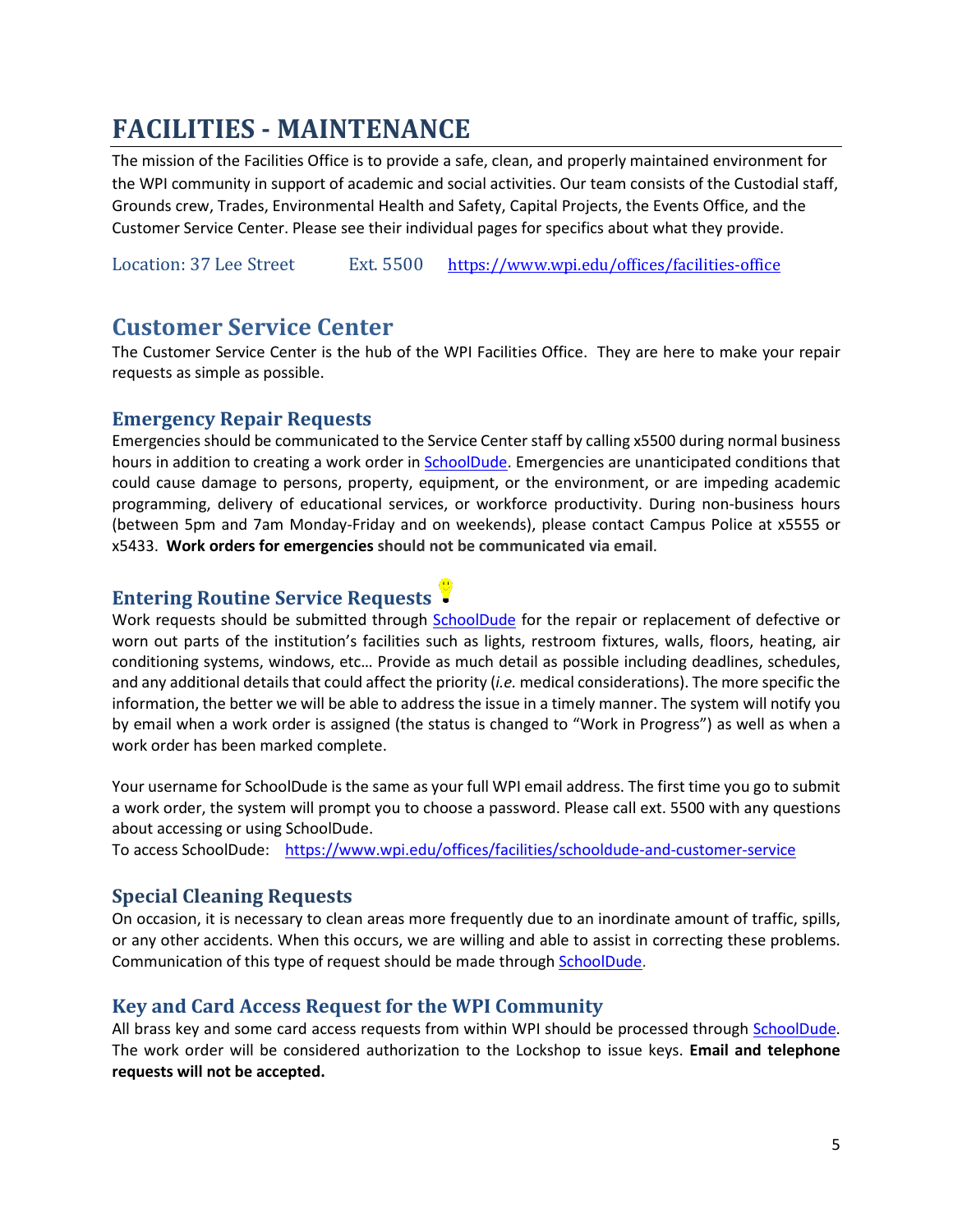# FACILITIES - MAINTENANCE

The mission of the Facilities Office is to provide a safe, clean, and properly maintained environment for the WPI community in support of academic and social activities. Our team consists of the Custodial staff, Grounds crew, Trades, Environmental Health and Safety, Capital Projects, the Events Office, and the Customer Service Center. Please see their individual pages for specifics about what they provide.

Location: 37 Lee Street Ext. 5500 https://www.wpi.edu/offices/facilities-office

## Customer Service Center

The Customer Service Center is the hub of the WPI Facilities Office. They are here to make your repair requests as simple as possible.

### Emergency Repair Requests

Emergencies should be communicated to the Service Center staff by calling x5500 during normal business hours in addition to creating a work order in SchoolDude. Emergencies are unanticipated conditions that could cause damage to persons, property, equipment, or the environment, or are impeding academic programming, delivery of educational services, or workforce productivity. During non-business hours (between 5pm and 7am Monday-Friday and on weekends), please contact Campus Police at x5555 or x5433. **Work orders for emergencies should not be communicated via email**.

### Entering Routine Service Requests

Work requests should be submitted through SchoolDude for the repair or replacement of defective or worn out parts of the institution's facilities such as lights, restroom fixtures, walls, floors, heating, air conditioning systems, windows, etc… Provide as much detail as possible including deadlines, schedules, and any additional details that could affect the priority (*i.e.* medical considerations). The more specific the information, the better we will be able to address the issue in a timely manner. The system will notify you by email when a work order is assigned (the status is changed to "Work in Progress") as well as when a work order has been marked complete.

Your username for SchoolDude is the same as your full WPI email address. The first time you go to submit a work order, the system will prompt you to choose a password. Please call ext. 5500 with any questions about accessing or using SchoolDude.
To access SchoolDude: https://www.wpi.edu/offices/facilities/schooldude-and-customer-service

### Special Cleaning Requests

On occasion, it is necessary to clean areas more frequently due to an inordinate amount of traffic, spills, or any other accidents. When this occurs, we are willing and able to assist in correcting these problems. Communication of this type of request should be made through SchoolDude.

### Key and Card Access Request for the WPI Community

All brass key and some card access requests from within WPI should be processed through SchoolDude. The work order will be considered authorization to the Lockshop to issue keys. **Email and telephone requests will not be accepted.**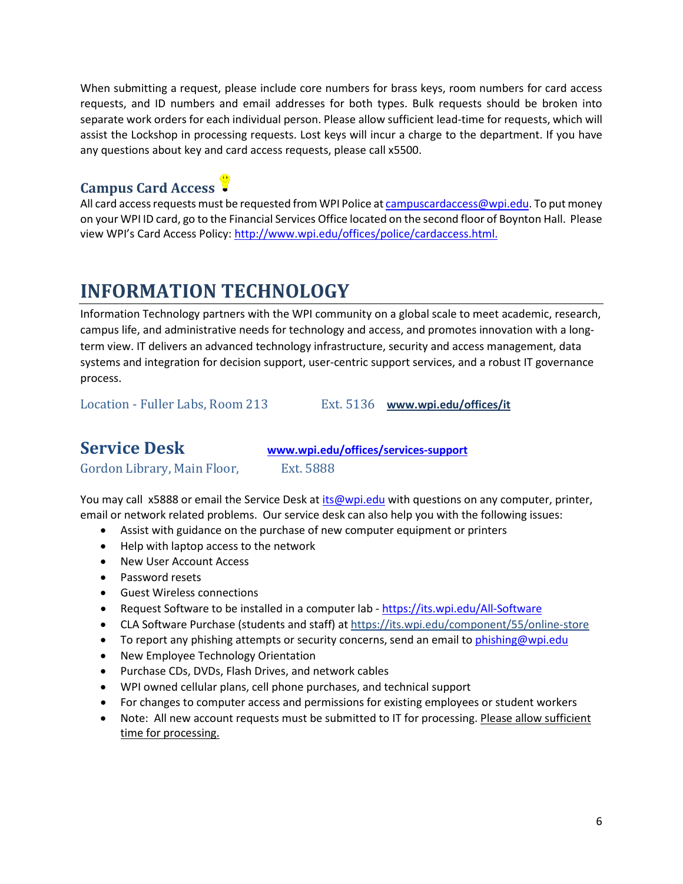When submitting a request, please include core numbers for brass keys, room numbers for card access requests, and ID numbers and email addresses for both types. Bulk requests should be broken into separate work orders for each individual person. Please allow sufficient lead-time for requests, which will assist the Lockshop in processing requests. Lost keys will incur a charge to the department. If you have any questions about key and card access requests, please call x5500.

### Campus Card Access

All card access requests must be requested from WPI Police at campuscardaccess@wpi.edu. To put money on your WPI ID card, go to the Financial Services Office located on the second floor of Boynton Hall. Please view WPI's Card Access Policy: http://www.wpi.edu/offices/police/cardaccess.html.

# INFORMATION TECHNOLOGY

Information Technology partners with the WPI community on a global scale to meet academic, research, campus life, and administrative needs for technology and access, and promotes innovation with a long-term view. IT delivers an advanced technology infrastructure, security and access management, data systems and integration for decision support, user-centric support services, and a robust IT governance process.

Location - Fuller Labs, Room 213 Ext. 5136 **www.wpi.edu/offices/it**

## Service Desk

**www.wpi.edu/offices/services-support**

Gordon Library, Main Floor, Ext. 5888

You may call x5888 or email the Service Desk at its@wpi.edu with questions on any computer, printer, email or network related problems. Our service desk can also help you with the following issues:

- Assist with guidance on the purchase of new computer equipment or printers
- Help with laptop access to the network
- New User Account Access
- Password resets
- Guest Wireless connections
- Request Software to be installed in a computer lab - https://its.wpi.edu/All-Software
- CLA Software Purchase (students and staff) at https://its.wpi.edu/component/55/online-store
- To report any phishing attempts or security concerns, send an email to phishing@wpi.edu
- New Employee Technology Orientation
- Purchase CDs, DVDs, Flash Drives, and network cables
- WPI owned cellular plans, cell phone purchases, and technical support
- For changes to computer access and permissions for existing employees or student workers
- Note: All new account requests must be submitted to IT for processing. Please allow sufficient time for processing.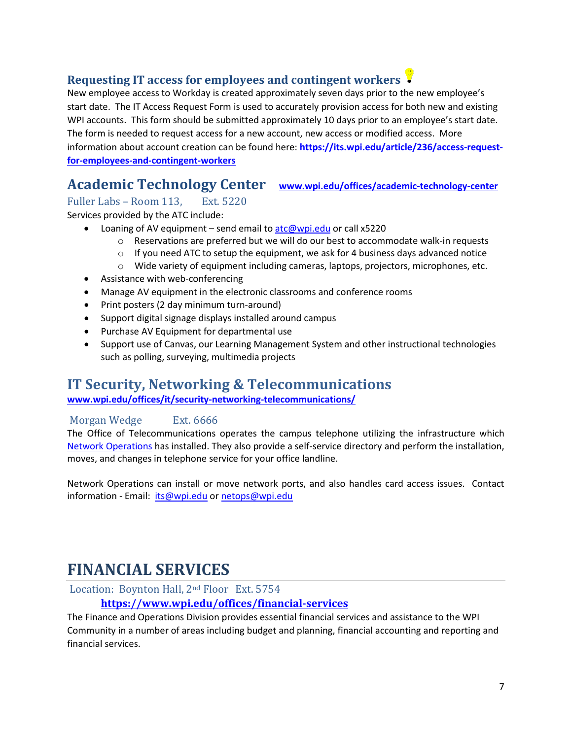### Requesting IT access for employees and contingent workers

New employee access to Workday is created approximately seven days prior to the new employee's start date. The IT Access Request Form is used to accurately provision access for both new and existing WPI accounts. This form should be submitted approximately 10 days prior to an employee's start date. The form is needed to request access for a new account, new access or modified access. More information about account creation can be found here: **https://its.wpi.edu/article/236/access-request-for-employees-and-contingent-workers**

## Academic Technology Center **www.wpi.edu/offices/academic-technology-center**

Fuller Labs – Room 113, Ext. 5220

Services provided by the ATC include:

- Loaning of AV equipment – send email to atc@wpi.edu or call x5220
  - Reservations are preferred but we will do our best to accommodate walk-in requests
  - If you need ATC to setup the equipment, we ask for 4 business days advanced notice
  - Wide variety of equipment including cameras, laptops, projectors, microphones, etc.
- Assistance with web-conferencing
- Manage AV equipment in the electronic classrooms and conference rooms
- Print posters (2 day minimum turn-around)
- Support digital signage displays installed around campus
- Purchase AV Equipment for departmental use
- Support use of Canvas, our Learning Management System and other instructional technologies such as polling, surveying, multimedia projects

## IT Security, Networking & Telecommunications

**www.wpi.edu/offices/it/security-networking-telecommunications/**

Morgan Wedge Ext. 6666

The Office of Telecommunications operates the campus telephone utilizing the infrastructure which Network Operations has installed. They also provide a self-service directory and perform the installation, moves, and changes in telephone service for your office landline.

Network Operations can install or move network ports, and also handles card access issues. Contact information - Email: its@wpi.edu or netops@wpi.edu

# FINANCIAL SERVICES

Location: Boynton Hall, 2nd Floor Ext. 5754

**https://www.wpi.edu/offices/financial-services**

The Finance and Operations Division provides essential financial services and assistance to the WPI Community in a number of areas including budget and planning, financial accounting and reporting and financial services.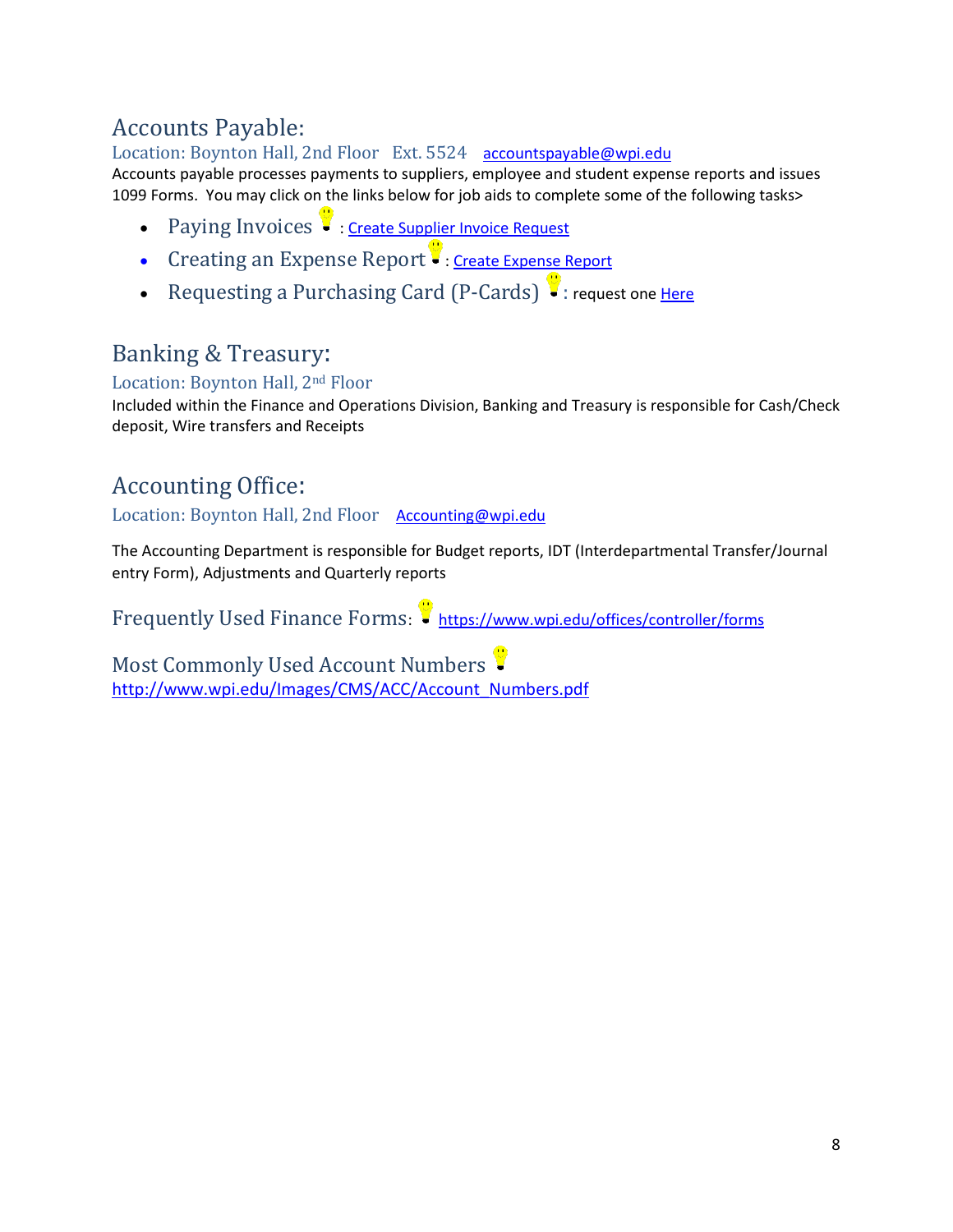## Accounts Payable:

Location: Boynton Hall, 2nd Floor   Ext. 5524   accountspayable@wpi.edu

Accounts payable processes payments to suppliers, employee and student expense reports and issues 1099 Forms. You may click on the links below for job aids to complete some of the following tasks>

- Paying Invoices : Create Supplier Invoice Request
- Creating an Expense Report : Create Expense Report
- Requesting a Purchasing Card (P-Cards) : request one Here

## Banking & Treasury:

Location: Boynton Hall, 2nd Floor

Included within the Finance and Operations Division, Banking and Treasury is responsible for Cash/Check deposit, Wire transfers and Receipts

## Accounting Office:

Location: Boynton Hall, 2nd Floor   Accounting@wpi.edu

The Accounting Department is responsible for Budget reports, IDT (Interdepartmental Transfer/Journal entry Form), Adjustments and Quarterly reports

### Frequently Used Finance Forms: https://www.wpi.edu/offices/controller/forms

### Most Commonly Used Account Numbers

http://www.wpi.edu/Images/CMS/ACC/Account_Numbers.pdf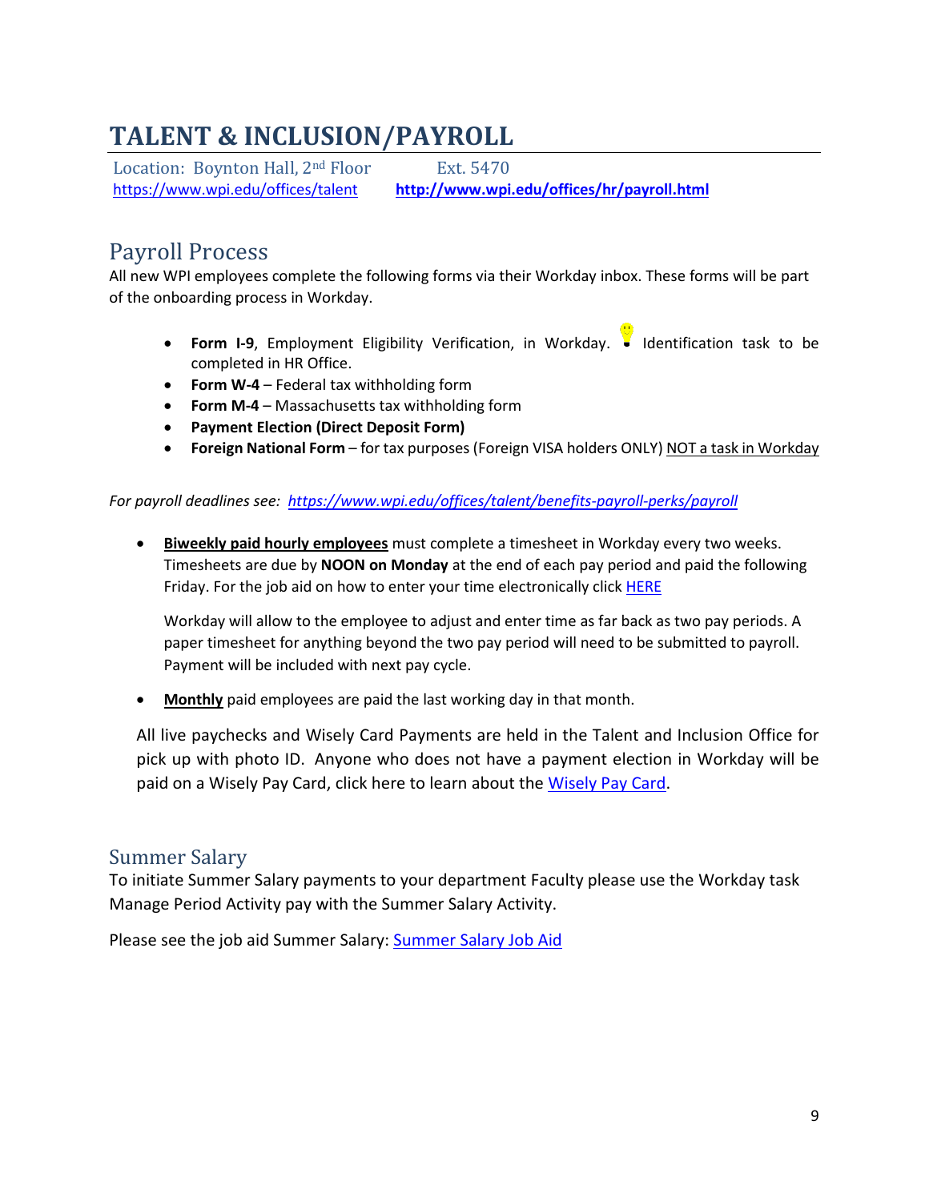# TALENT & INCLUSION/PAYROLL

Location: Boynton Hall, 2nd Floor Ext. 5470

https://www.wpi.edu/offices/talent **http://www.wpi.edu/offices/hr/payroll.html**

## Payroll Process

All new WPI employees complete the following forms via their Workday inbox. These forms will be part of the onboarding process in Workday.

- **Form I-9**, Employment Eligibility Verification, in Workday. Identification task to be completed in HR Office.
- **Form W-4** – Federal tax withholding form
- **Form M-4** – Massachusetts tax withholding form
- **Payment Election (Direct Deposit Form)**
- **Foreign National Form** – for tax purposes (Foreign VISA holders ONLY) NOT a task in Workday

*For payroll deadlines see: https://www.wpi.edu/offices/talent/benefits-payroll-perks/payroll*

- **Biweekly paid hourly employees** must complete a timesheet in Workday every two weeks. Timesheets are due by **NOON on Monday** at the end of each pay period and paid the following Friday. For the job aid on how to enter your time electronically click HERE

  Workday will allow to the employee to adjust and enter time as far back as two pay periods. A paper timesheet for anything beyond the two pay period will need to be submitted to payroll. Payment will be included with next pay cycle.

- **Monthly** paid employees are paid the last working day in that month.

All live paychecks and Wisely Card Payments are held in the Talent and Inclusion Office for pick up with photo ID. Anyone who does not have a payment election in Workday will be paid on a Wisely Pay Card, click here to learn about the Wisely Pay Card.

## Summer Salary

To initiate Summer Salary payments to your department Faculty please use the Workday task Manage Period Activity pay with the Summer Salary Activity.

Please see the job aid Summer Salary: Summer Salary Job Aid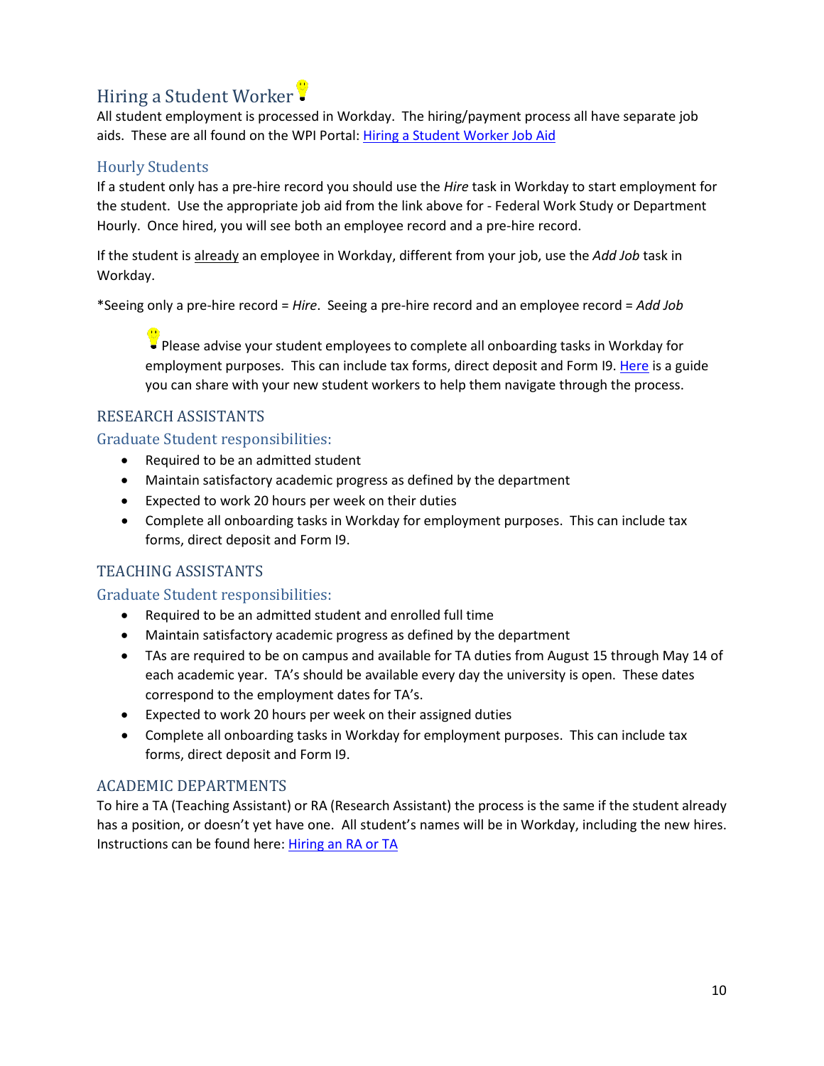## Hiring a Student Worker

All student employment is processed in Workday. The hiring/payment process all have separate job aids. These are all found on the WPI Portal: [Hiring a Student Worker Job Aid]

### Hourly Students

If a student only has a pre-hire record you should use the *Hire* task in Workday to start employment for the student. Use the appropriate job aid from the link above for - Federal Work Study or Department Hourly. Once hired, you will see both an employee record and a pre-hire record.

If the student is already an employee in Workday, different from your job, use the *Add Job* task in Workday.

*Seeing only a pre-hire record = *Hire*. Seeing a pre-hire record and an employee record = *Add Job*

> Please advise your student employees to complete all onboarding tasks in Workday for employment purposes. This can include tax forms, direct deposit and Form I9. [Here] is a guide you can share with your new student workers to help them navigate through the process.

### RESEARCH ASSISTANTS

#### Graduate Student responsibilities:

- Required to be an admitted student
- Maintain satisfactory academic progress as defined by the department
- Expected to work 20 hours per week on their duties
- Complete all onboarding tasks in Workday for employment purposes. This can include tax forms, direct deposit and Form I9.

### TEACHING ASSISTANTS

#### Graduate Student responsibilities:

- Required to be an admitted student and enrolled full time
- Maintain satisfactory academic progress as defined by the department
- TAs are required to be on campus and available for TA duties from August 15 through May 14 of each academic year. TA's should be available every day the university is open. These dates correspond to the employment dates for TA's.
- Expected to work 20 hours per week on their assigned duties
- Complete all onboarding tasks in Workday for employment purposes. This can include tax forms, direct deposit and Form I9.

### ACADEMIC DEPARTMENTS

To hire a TA (Teaching Assistant) or RA (Research Assistant) the process is the same if the student already has a position, or doesn't yet have one. All student's names will be in Workday, including the new hires. Instructions can be found here: [Hiring an RA or TA]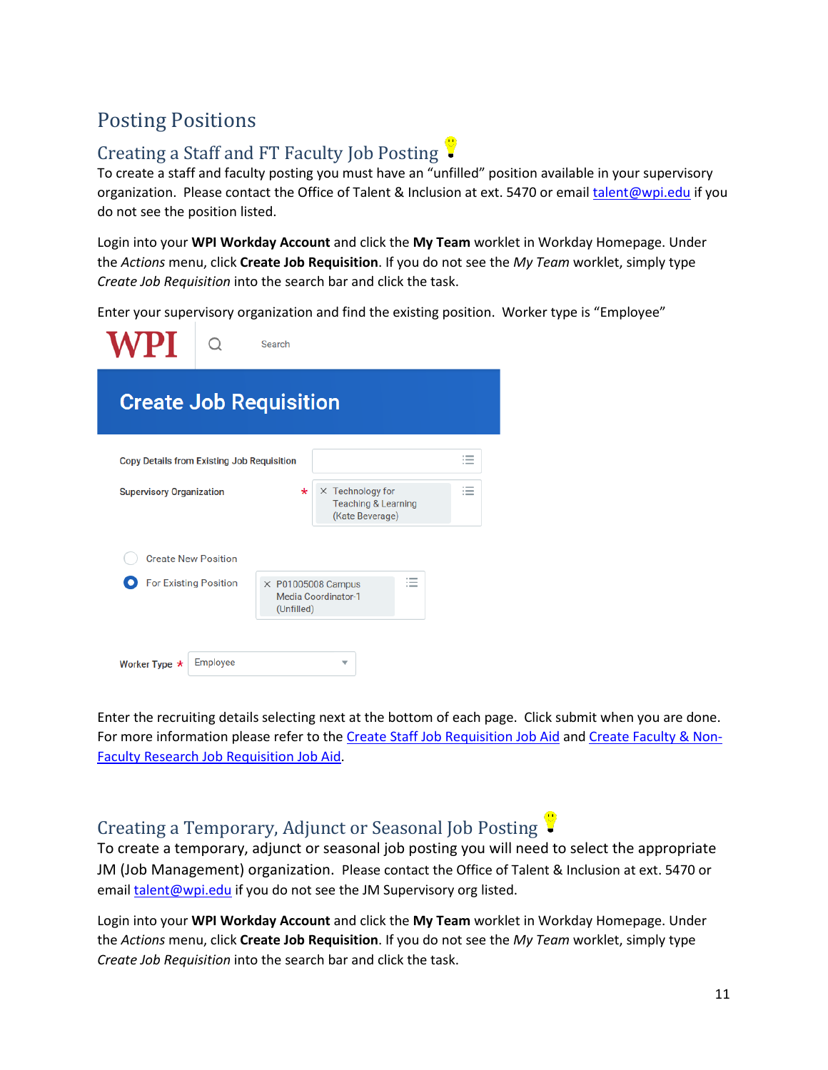# Posting Positions

## Creating a Staff and FT Faculty Job Posting

To create a staff and faculty posting you must have an "unfilled" position available in your supervisory organization. Please contact the Office of Talent & Inclusion at ext. 5470 or email [talent@wpi.edu](mailto:talent@wpi.edu) if you do not see the position listed.

Login into your **WPI Workday Account** and click the **My Team** worklet in Workday Homepage. Under the *Actions* menu, click **Create Job Requisition**. If you do not see the *My Team* worklet, simply type *Create Job Requisition* into the search bar and click the task.

Enter your supervisory organization and find the existing position. Worker type is "Employee"

WPI Search

**Create Job Requisition**

Copy Details from Existing Job Requisition

Supervisory Organization * Technology for Teaching & Learning (Kate Beverage)

Create New Position

For Existing Position P01005008 Campus Media Coordinator-1 (Unfilled)

Worker Type * Employee

Enter the recruiting details selecting next at the bottom of each page. Click submit when you are done. For more information please refer to the Create Staff Job Requisition Job Aid and Create Faculty & Non-Faculty Research Job Requisition Job Aid.

## Creating a Temporary, Adjunct or Seasonal Job Posting

To create a temporary, adjunct or seasonal job posting you will need to select the appropriate JM (Job Management) organization. Please contact the Office of Talent & Inclusion at ext. 5470 or email [talent@wpi.edu](mailto:talent@wpi.edu) if you do not see the JM Supervisory org listed.

Login into your **WPI Workday Account** and click the **My Team** worklet in Workday Homepage. Under the *Actions* menu, click **Create Job Requisition**. If you do not see the *My Team* worklet, simply type *Create Job Requisition* into the search bar and click the task.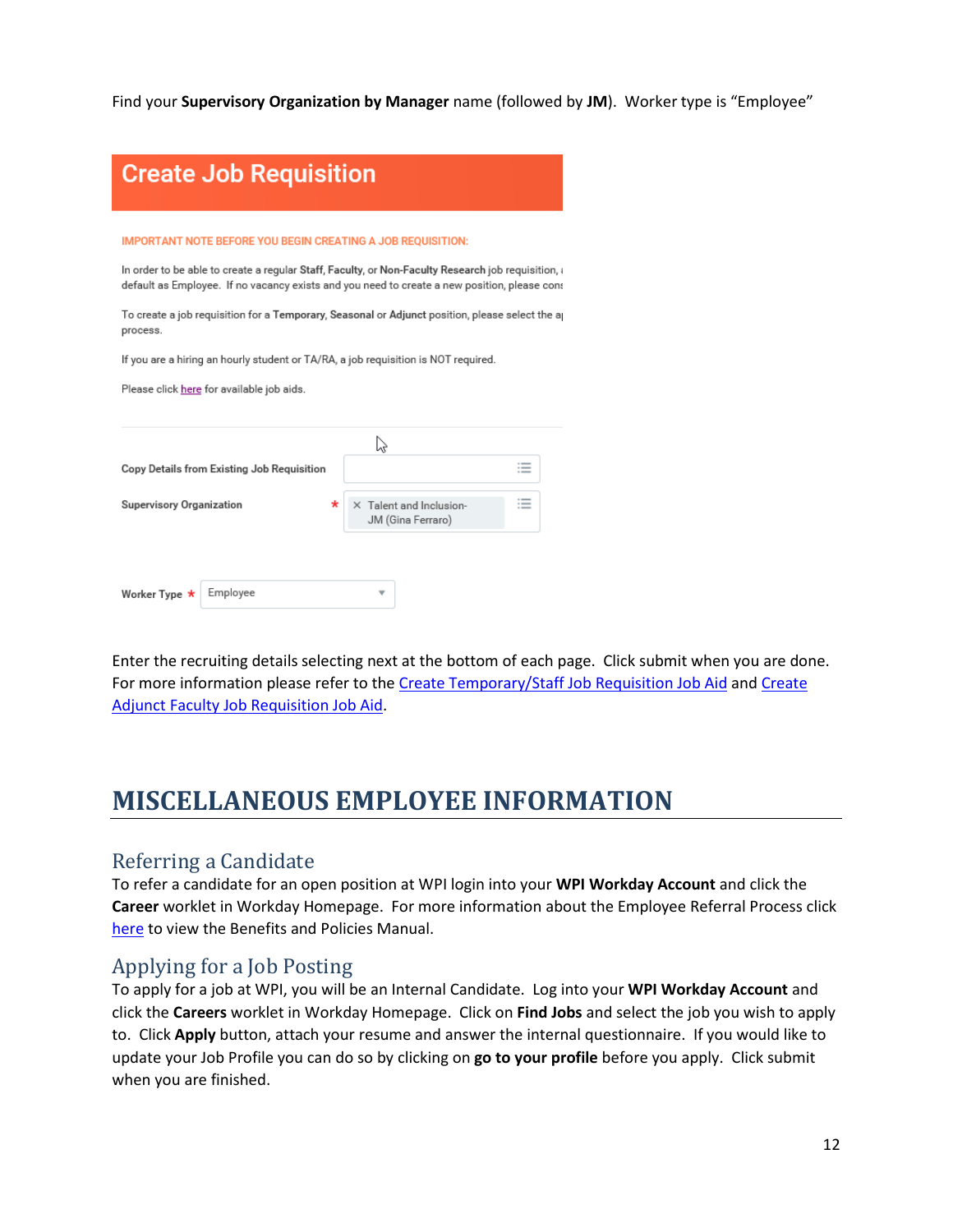Find your **Supervisory Organization by Manager** name (followed by **JM**). Worker type is "Employee"

Enter the recruiting details selecting next at the bottom of each page. Click submit when you are done. For more information please refer to the Create Temporary/Staff Job Requisition Job Aid and Create Adjunct Faculty Job Requisition Job Aid.

# MISCELLANEOUS EMPLOYEE INFORMATION

## Referring a Candidate

To refer a candidate for an open position at WPI login into your **WPI Workday Account** and click the **Career** worklet in Workday Homepage. For more information about the Employee Referral Process click here to view the Benefits and Policies Manual.

## Applying for a Job Posting

To apply for a job at WPI, you will be an Internal Candidate. Log into your **WPI Workday Account** and click the **Careers** worklet in Workday Homepage. Click on **Find Jobs** and select the job you wish to apply to. Click **Apply** button, attach your resume and answer the internal questionnaire. If you would like to update your Job Profile you can do so by clicking on **go to your profile** before you apply. Click submit when you are finished.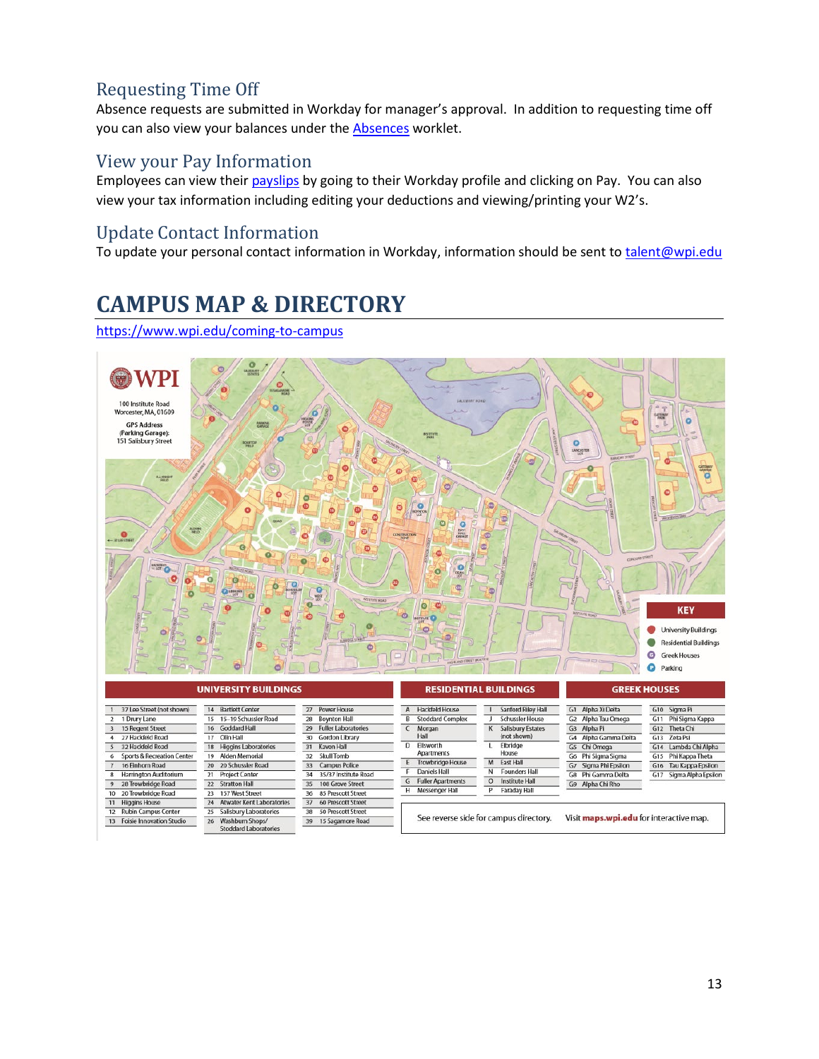## Requesting Time Off

Absence requests are submitted in Workday for manager's approval. In addition to requesting time off you can also view your balances under the Absences worklet.

## View your Pay Information

Employees can view their payslips by going to their Workday profile and clicking on Pay. You can also view your tax information including editing your deductions and viewing/printing your W2's.

## Update Contact Information

To update your personal contact information in Workday, information should be sent to talent@wpi.edu

# CAMPUS MAP & DIRECTORY

https://www.wpi.edu/coming-to-campus

WPI

100 Institute Road
Worcester, MA, 01609

GPS Address
(Parking Garage):
151 Salisbury Street

**KEY**

- University Buildings
- Residential Buildings
- Greek Houses
- Parking

**UNIVERSITY BUILDINGS**

| | | | | | |
|---|---|---|---|---|---|
| 1 | 37 Lee Street (not shown) | 14 | Bartlett Center | 27 | Power House |
| 2 | 1 Drury Lane | 15 | 15–19 Schussler Road | 28 | Boynton Hall |
| 3 | 15 Regent Street | 16 | Goddard Hall | 29 | Fuller Laboratories |
| 4 | 27 Hackfeld Road | 17 | Olin Hall | 30 | Gordon Library |
| 5 | 32 Hackfeld Road | 18 | Higgins Laboratories | 31 | Kaven Hall |
| 6 | Sports & Recreation Center | 19 | Alden Memorial | 32 | Skull Tomb |
| 7 | 16 Einhorn Road | 20 | 20 Schussler Road | 33 | Campus Police |
| 8 | Harrington Auditorium | 21 | Project Center | 34 | 35/37 Institute Road |
| 9 | 28 Trowbridge Road | 22 | Stratton Hall | 35 | 108 Grove Street |
| 10 | 20 Trowbridge Road | 23 | 137 West Street | 36 | 85 Prescott Street |
| 11 | Higgins House | 24 | Atwater Kent Laboratories | 37 | 60 Prescott Street |
| 12 | Rubin Campus Center | 25 | Salisbury Laboratories | 38 | 50 Prescott Street |
| 13 | Foisie Innovation Studio | 26 | Washburn Shops/ Stoddard Laboratories | 39 | 15 Sagamore Road |

**RESIDENTIAL BUILDINGS**

| | | | |
|---|---|---|---|
| A | Hackfeld House | I | Sanford Riley Hall |
| B | Stoddard Complex | J | Schussler House |
| C | Morgan Hall | K | Salisbury Estates (not shown) |
| D | Ellsworth Apartments | L | Eldridge House |
| E | Trowbridge House | M | East Hall |
| F | Daniels Hall | N | Founders Hall |
| G | Fuller Apartments | O | Institute Hall |
| H | Messenger Hall | P | Faraday Hall |

**GREEK HOUSES**

| | | | |
|---|---|---|---|
| G1 | Alpha Xi Delta | G10 | Sigma Pi |
| G2 | Alpha Tau Omega | G11 | Phi Sigma Kappa |
| G3 | Alpha Pi | G12 | Theta Chi |
| G4 | Alpha Gamma Delta | G13 | Zeta Psi |
| G5 | Chi Omega | G14 | Lambda Chi Alpha |
| G6 | Phi Sigma Sigma | G15 | Phi Kappa Theta |
| G7 | Sigma Phi Epsilon | G16 | Tau Kappa Epsilon |
| G8 | Phi Gamma Delta | G17 | Sigma Alpha Epsilon |
| G9 | Alpha Chi Rho | | |

See reverse side for campus directory. Visit **maps.wpi.edu** for interactive map.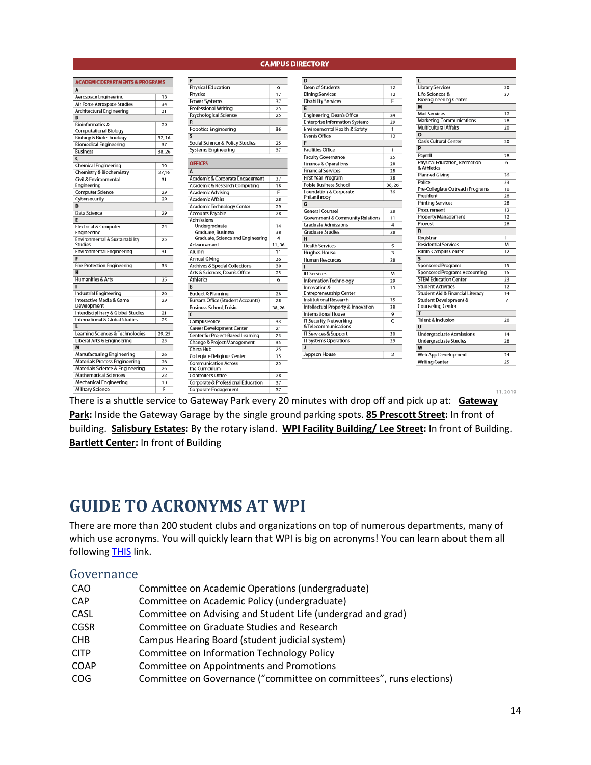## CAMPUS DIRECTORY

### ACADEMIC DEPARTMENTS & PROGRAMS

| Name | Location |
|---|---|
| **A** | |
| Aerospace Engineering | 18 |
| Air Force Aerospace Studies | 34 |
| Architectural Engineering | 31 |
| **B** | |
| Bioinformatics & Computational Biology | 29 |
| Biology & Biotechnology | 37, 16 |
| Biomedical Engineering | 37 |
| Business | 38, 26 |
| **C** | |
| Chemical Engineering | 16 |
| Chemistry & Biochemistry | 37,16 |
| Civil & Environmental Engineering | 31 |
| Computer Science | 29 |
| Cybersecurity | 29 |
| **D** | |
| Data Science | 29 |
| **E** | |
| Electrical & Computer Engineering | 24 |
| Environmental & Sustainability Studies | 25 |
| Environmental Engineering | 31 |
| **F** | |
| Fire Protection Engineering | 38 |
| **H** | |
| Humanities & Arts | 25 |
| **I** | |
| Industrial Engineering | 26 |
| Interactive Media & Game Development | 29 |
| Interdisciplinary & Global Studies | 21 |
| International & Global Studies | 25 |
| **L** | |
| Learning Sciences & Technologies | 29, 25 |
| Liberal Arts & Engineering | 25 |
| **M** | |
| Manufacturing Engineering | 26 |
| Materials Process Engineering | 26 |
| Materials Science & Engineering | 26 |
| Mathematical Sciences | 22 |
| Mechanical Engineering | 18 |
| Military Science | F |
| **P** | |
| Physical Education | 6 |
| Physics | 17 |
| Power Systems | 37 |
| Professional Writing | 25 |
| Psychological Science | 25 |
| **R** | |
| Robotics Engineering | 36 |
| **S** | |
| Social Science & Policy Studies | 25 |
| Systems Engineering | 37 |

### OFFICES

| Name | Location |
|---|---|
| **A** | |
| Academic & Corporate Engagement | 37 |
| Academic & Research Computing | 18 |
| Academic Advising | F |
| Academic Affairs | 28 |
| Academic Technology Center | 29 |
| Accounts Payable | 28 |
| Admissions | |
| Undergraduate | 14 |
| Graduate, Business | 38 |
| Graduate, Science and Engineering | 4 |
| Advancement | 11, 36 |
| Alumni | 11 |
| Annual Giving | 36 |
| Archives & Special Collections | 30 |
| Arts & Sciences, Dean's Office | 25 |
| Athletics | 6 |
| **B** | |
| Budget & Planning | 28 |
| Bursar's Office (Student Accounts) | 28 |
| Business School, Foisie | 38, 26 |
| **C** | |
| Campus Police | 33 |
| Career Development Center | 21 |
| Center for Project-Based Learning | 23 |
| Change & Project Management | 35 |
| China Hub | 25 |
| Collegiate Religious Center | 15 |
| Communication Across the Curriculum | 25 |
| Controller's Office | 28 |
| Corporate & Professional Education | 37 |
| Corporate Engagement | 37 |
| **D** | |
| Dean of Students | 12 |
| Dining Services | 12 |
| Disability Services | F |
| **E** | |
| Engineering, Dean's Office | 24 |
| Enterprise Information Systems | 29 |
| Environmental Health & Safety | 1 |
| Events Office | 12 |
| **F** | |
| Facilities Office | 1 |
| Faculty Governance | 25 |
| Finance & Operations | 28 |
| Financial Services | 28 |
| First Year Program | 28 |
| Foisie Business School | 38, 26 |
| Foundation & Corporate Philanthropy | 36 |
| **G** | |
| General Counsel | 28 |
| Government & Community Relations | 11 |
| Graduate Admissions | 4 |
| Graduate Studies | 28 |
| **H** | |
| Health Services | 5 |
| Hughes House | 3 |
| Human Resources | 28 |
| **I** | |
| ID Services | M |
| Information Technology | 29 |
| Innovation & Entrepreneurship Center | 13 |
| Institutional Research | 35 |
| Intellectual Property & Innovation | 38 |
| International House | 9 |
| IT Security, Networking & Telecommunications | C |
| IT Services & Support | 30 |
| IT Systems Operations | 29 |
| **J** | |
| Jeppson House | 2 |
| **L** | |
| Library Services | 30 |
| Life Sciences & Bioengineering Center | 37 |
| **M** | |
| Mail Services | 12 |
| Marketing Communications | 28 |
| Multicultural Affairs | 20 |
| **O** | |
| Oasis Cultural Center | 20 |
| **P** | |
| Payroll | 28 |
| Physical Education, Recreation & Athletics | 6 |
| Planned Giving | 36 |
| Police | 33 |
| Pre-Collegiate Outreach Programs | 10 |
| President | 28 |
| Printing Services | 28 |
| Procurement | 12 |
| Property Management | 12 |
| Provost | 28 |
| **R** | |
| Registrar | F |
| Residential Services | M |
| Rubin Campus Center | 12 |
| **S** | |
| Sponsored Programs | 15 |
| Sponsored Programs Accounting | 15 |
| STEM Education Center | 23 |
| Student Activities | 12 |
| Student Aid & Financial Literacy | 14 |
| Student Development & Counseling Center | 7 |
| **T** | |
| Talent & Inclusion | 28 |
| **U** | |
| Undergraduate Admissions | 14 |
| Undergraduate Studies | 28 |
| **W** | |
| Web App Development | 24 |
| Writing Center | 25 |

11.2019

There is a shuttle service to Gateway Park every 20 minutes with drop off and pick up at: **Gateway Park:** Inside the Gateway Garage by the single ground parking spots. **85 Prescott Street:** In front of building. **Salisbury Estates:** By the rotary island. **WPI Facility Building/ Lee Street:** In front of Building. **Bartlett Center:** In front of Building

# GUIDE TO ACRONYMS AT WPI

There are more than 200 student clubs and organizations on top of numerous departments, many of which use acronyms. You will quickly learn that WPI is big on acronyms! You can learn about them all following THIS link.

## Governance

| | |
|---|---|
| CAO | Committee on Academic Operations (undergraduate) |
| CAP | Committee on Academic Policy (undergraduate) |
| CASL | Committee on Advising and Student Life (undergrad and grad) |
| CGSR | Committee on Graduate Studies and Research |
| CHB | Campus Hearing Board (student judicial system) |
| CITP | Committee on Information Technology Policy |
| COAP | Committee on Appointments and Promotions |
| COG | Committee on Governance ("committee on committees", runs elections) |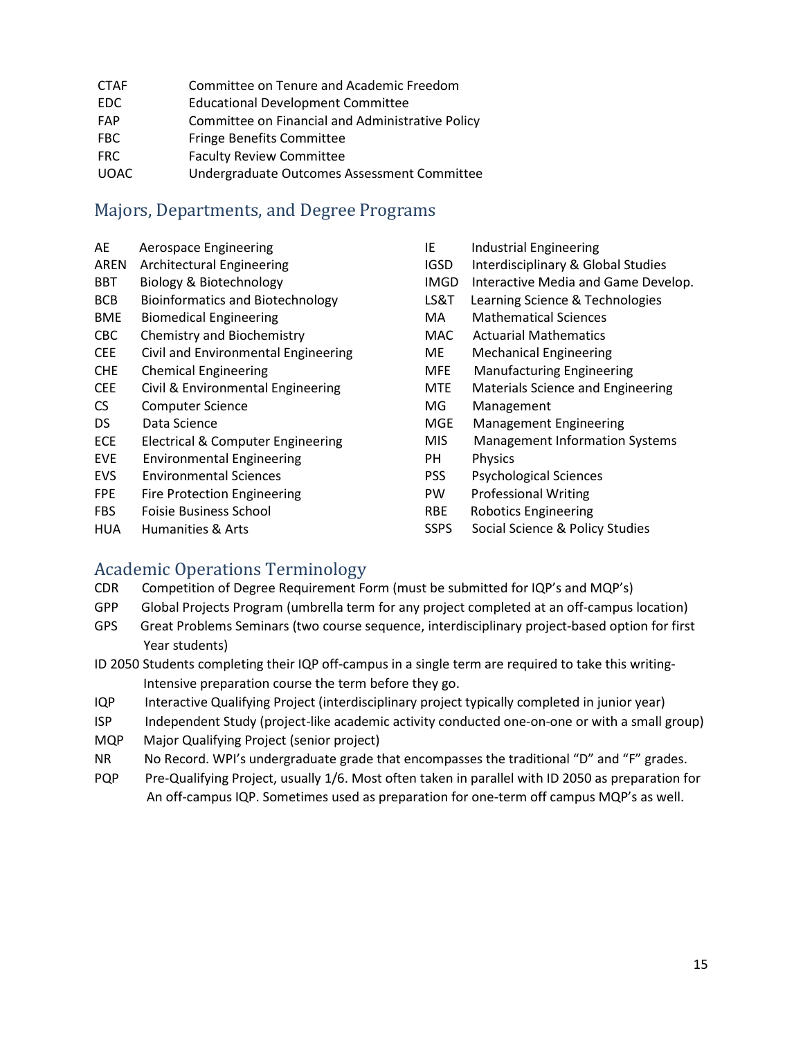| | |
|---|---|
| CTAF | Committee on Tenure and Academic Freedom |
| EDC | Educational Development Committee |
| FAP | Committee on Financial and Administrative Policy |
| FBC | Fringe Benefits Committee |
| FRC | Faculty Review Committee |
| UOAC | Undergraduate Outcomes Assessment Committee |

## Majors, Departments, and Degree Programs

| | |
|---|---|
| AE | Aerospace Engineering |
| AREN | Architectural Engineering |
| BBT | Biology & Biotechnology |
| BCB | Bioinformatics and Biotechnology |
| BME | Biomedical Engineering |
| CBC | Chemistry and Biochemistry |
| CEE | Civil and Environmental Engineering |
| CHE | Chemical Engineering |
| CEE | Civil & Environmental Engineering |
| CS | Computer Science |
| DS | Data Science |
| ECE | Electrical & Computer Engineering |
| EVE | Environmental Engineering |
| EVS | Environmental Sciences |
| FPE | Fire Protection Engineering |
| FBS | Foisie Business School |
| HUA | Humanities & Arts |
| IE | Industrial Engineering |
| IGSD | Interdisciplinary & Global Studies |
| IMGD | Interactive Media and Game Develop. |
| LS&T | Learning Science & Technologies |
| MA | Mathematical Sciences |
| MAC | Actuarial Mathematics |
| ME | Mechanical Engineering |
| MFE | Manufacturing Engineering |
| MTE | Materials Science and Engineering |
| MG | Management |
| MGE | Management Engineering |
| MIS | Management Information Systems |
| PH | Physics |
| PSS | Psychological Sciences |
| PW | Professional Writing |
| RBE | Robotics Engineering |
| SSPS | Social Science & Policy Studies |

## Academic Operations Terminology

| | |
|---|---|
| CDR | Competition of Degree Requirement Form (must be submitted for IQP's and MQP's) |
| GPP | Global Projects Program (umbrella term for any project completed at an off-campus location) |
| GPS | Great Problems Seminars (two course sequence, interdisciplinary project-based option for first Year students) |
| ID 2050 | Students completing their IQP off-campus in a single term are required to take this writing-Intensive preparation course the term before they go. |
| IQP | Interactive Qualifying Project (interdisciplinary project typically completed in junior year) |
| ISP | Independent Study (project-like academic activity conducted one-on-one or with a small group) |
| MQP | Major Qualifying Project (senior project) |
| NR | No Record. WPI's undergraduate grade that encompasses the traditional "D" and "F" grades. |
| PQP | Pre-Qualifying Project, usually 1/6. Most often taken in parallel with ID 2050 as preparation for An off-campus IQP. Sometimes used as preparation for one-term off campus MQP's as well. |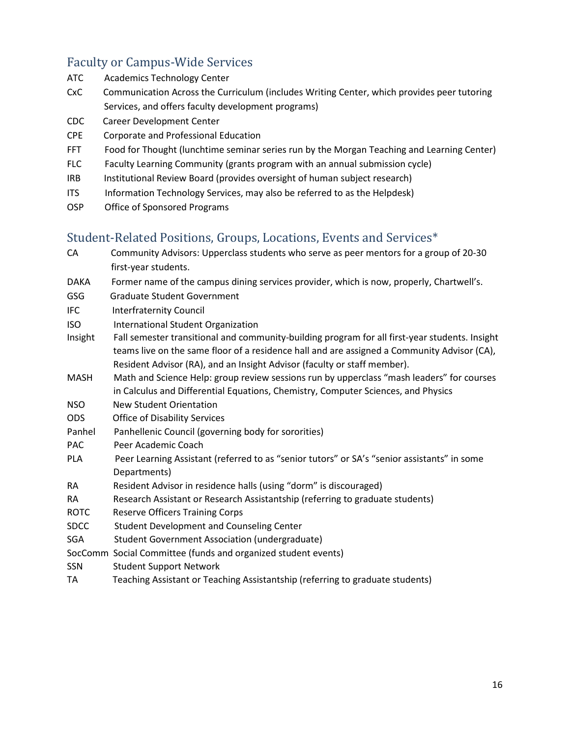## Faculty or Campus-Wide Services

ATC Academics Technology Center

CxC Communication Across the Curriculum (includes Writing Center, which provides peer tutoring Services, and offers faculty development programs)

CDC Career Development Center

CPE Corporate and Professional Education

FFT Food for Thought (lunchtime seminar series run by the Morgan Teaching and Learning Center)

FLC Faculty Learning Community (grants program with an annual submission cycle)

IRB Institutional Review Board (provides oversight of human subject research)

ITS Information Technology Services, may also be referred to as the Helpdesk)

OSP Office of Sponsored Programs

## Student-Related Positions, Groups, Locations, Events and Services*

CA Community Advisors: Upperclass students who serve as peer mentors for a group of 20-30 first-year students.

DAKA Former name of the campus dining services provider, which is now, properly, Chartwell's.

GSG Graduate Student Government

IFC Interfraternity Council

ISO International Student Organization

Insight Fall semester transitional and community-building program for all first-year students. Insight teams live on the same floor of a residence hall and are assigned a Community Advisor (CA), Resident Advisor (RA), and an Insight Advisor (faculty or staff member).

MASH Math and Science Help: group review sessions run by upperclass "mash leaders" for courses in Calculus and Differential Equations, Chemistry, Computer Sciences, and Physics

NSO New Student Orientation

ODS Office of Disability Services

Panhel Panhellenic Council (governing body for sororities)

PAC Peer Academic Coach

PLA Peer Learning Assistant (referred to as "senior tutors" or SA's "senior assistants" in some Departments)

RA Resident Advisor in residence halls (using "dorm" is discouraged)

RA Research Assistant or Research Assistantship (referring to graduate students)

ROTC Reserve Officers Training Corps

SDCC Student Development and Counseling Center

SGA Student Government Association (undergraduate)

SocComm Social Committee (funds and organized student events)

SSN Student Support Network

TA Teaching Assistant or Teaching Assistantship (referring to graduate students)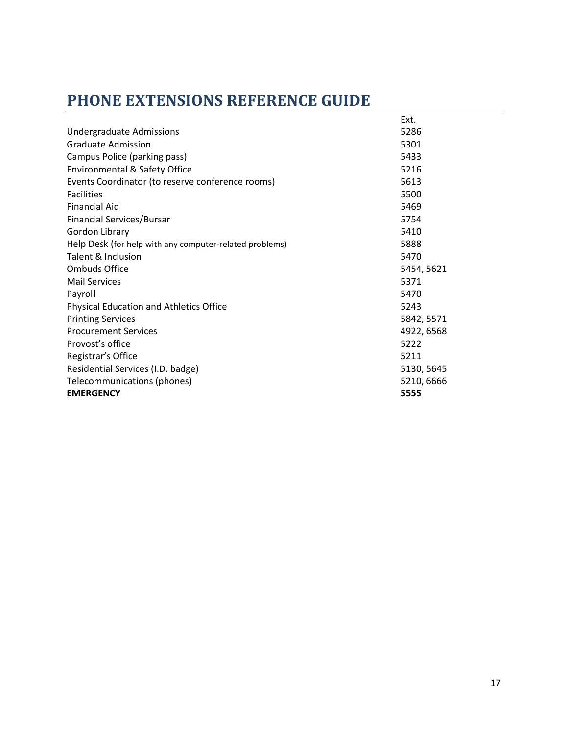# PHONE EXTENSIONS REFERENCE GUIDE

| | Ext. |
|---|---|
| Undergraduate Admissions | 5286 |
| Graduate Admission | 5301 |
| Campus Police (parking pass) | 5433 |
| Environmental & Safety Office | 5216 |
| Events Coordinator (to reserve conference rooms) | 5613 |
| Facilities | 5500 |
| Financial Aid | 5469 |
| Financial Services/Bursar | 5754 |
| Gordon Library | 5410 |
| Help Desk (for help with any computer-related problems) | 5888 |
| Talent & Inclusion | 5470 |
| Ombuds Office | 5454, 5621 |
| Mail Services | 5371 |
| Payroll | 5470 |
| Physical Education and Athletics Office | 5243 |
| Printing Services | 5842, 5571 |
| Procurement Services | 4922, 6568 |
| Provost's office | 5222 |
| Registrar's Office | 5211 |
| Residential Services (I.D. badge) | 5130, 5645 |
| Telecommunications (phones) | 5210, 6666 |
| **EMERGENCY** | **5555** |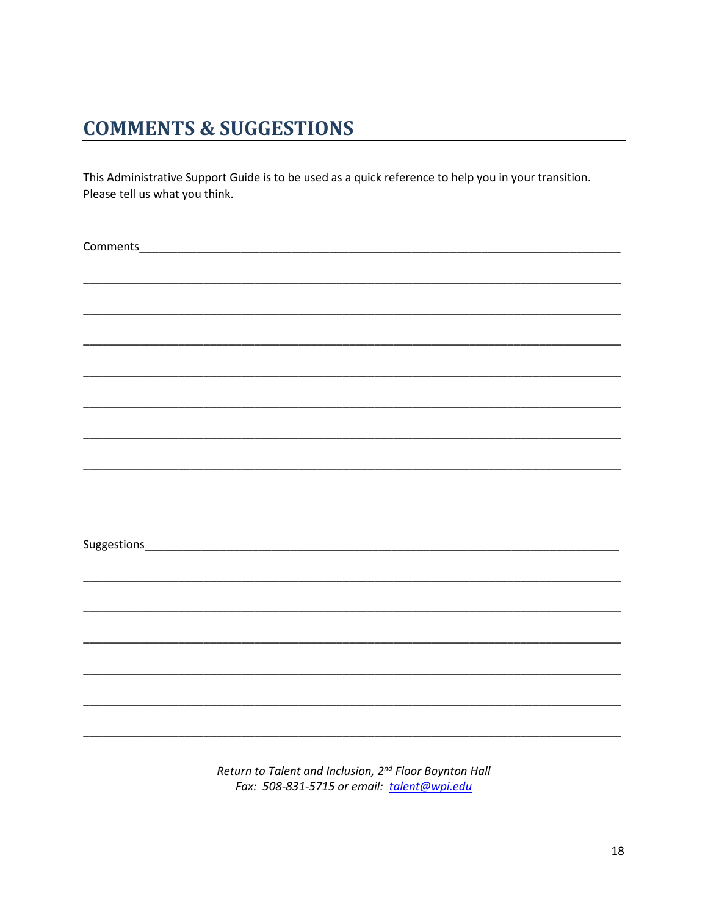## COMMENTS & SUGGESTIONS

This Administrative Support Guide is to be used as a quick reference to help you in your transition. Please tell us what you think.

Comments___________________________________________________________________________

_____________________________________________________________________________________

_____________________________________________________________________________________

_____________________________________________________________________________________

_____________________________________________________________________________________

_____________________________________________________________________________________

_____________________________________________________________________________________

_____________________________________________________________________________________

Suggestions_________________________________________________________________________

_____________________________________________________________________________________

_____________________________________________________________________________________

_____________________________________________________________________________________

_____________________________________________________________________________________

_____________________________________________________________________________________

_____________________________________________________________________________________

*Return to Talent and Inclusion, 2nd Floor Boynton Hall*
*Fax: 508-831-5715 or email: [talent@wpi.edu](mailto:talent@wpi.edu)*